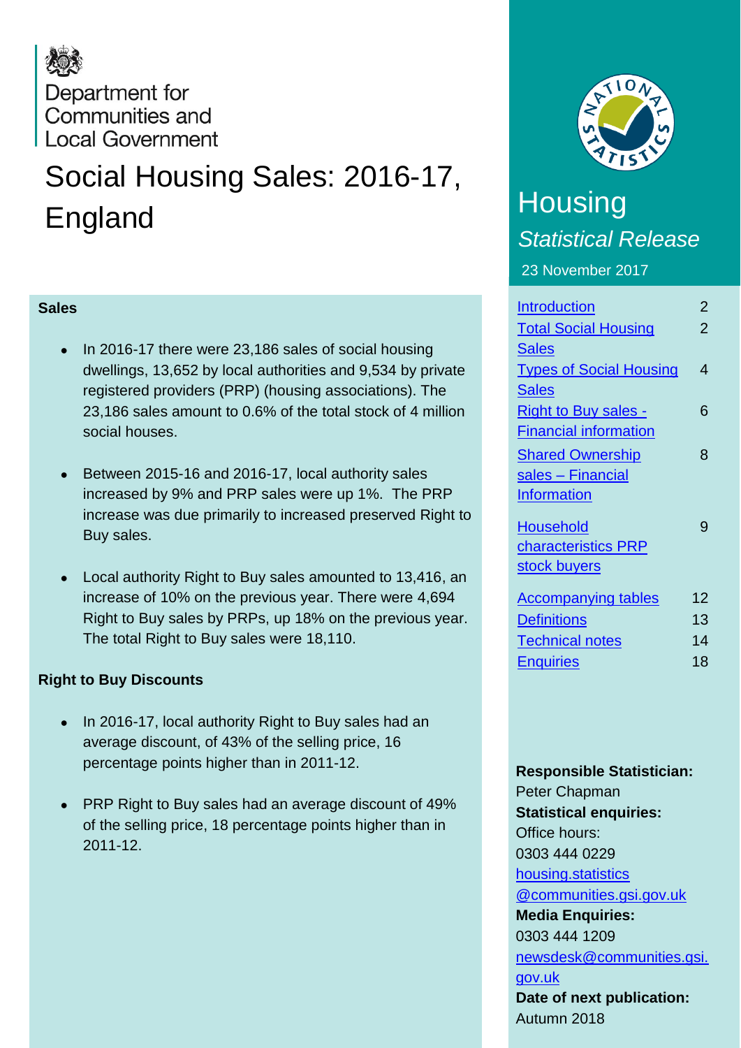Department for Communities and Local Government

# Social Housing Sales: 2016-17, England

## Housing

*Statistical Release*

23 November 2017

## Sales

- In 2016-17 there were 23,186 sales of social housing dwellings, 13,652 by local authorities and 9,534 by private registered providers (PRP) (housing associations). The 23,186 sales amount to 0.6% of the total stock of 4 million social houses.
- Between 2015-16 and 2016-17, local authority sales increased by 9% and PRP sales were up 1%. The PRP increase was due primarily to increased preserved Right to Buy sales.
- Local authority Right to Buy sales amounted to 13,416, an increase of 10% on the previous year. There were 4,694 Right to Buy sales by PRPs, up 18% on the previous year. The total Right to Buy sales were 18,110.

## Right to Buy Discounts

- In 2016-17, local authority Right to Buy sales had an average discount, of 43% of the selling price, 16 percentage points higher than in 2011-12.
- PRP Right to Buy sales had an average discount of 49% of the selling price, 18 percentage points higher than in 2011-12.

| | |
|---|---|
| Introduction | 2 |
| Total Social Housing Sales | 2 |
| Types of Social Housing Sales | 4 |
| Right to Buy sales - Financial information | 6 |
| Shared Ownership sales – Financial Information | 8 |
| Household characteristics PRP stock buyers | 9 |
| Accompanying tables | 12 |
| Definitions | 13 |
| Technical notes | 14 |
| Enquiries | 18 |

**Responsible Statistician:**
Peter Chapman

**Statistical enquiries:**
Office hours:
0303 444 0229
housing.statistics@communities.gsi.gov.uk

**Media Enquiries:**
0303 444 1209
newsdesk@communities.gsi.gov.uk

**Date of next publication:**
Autumn 2018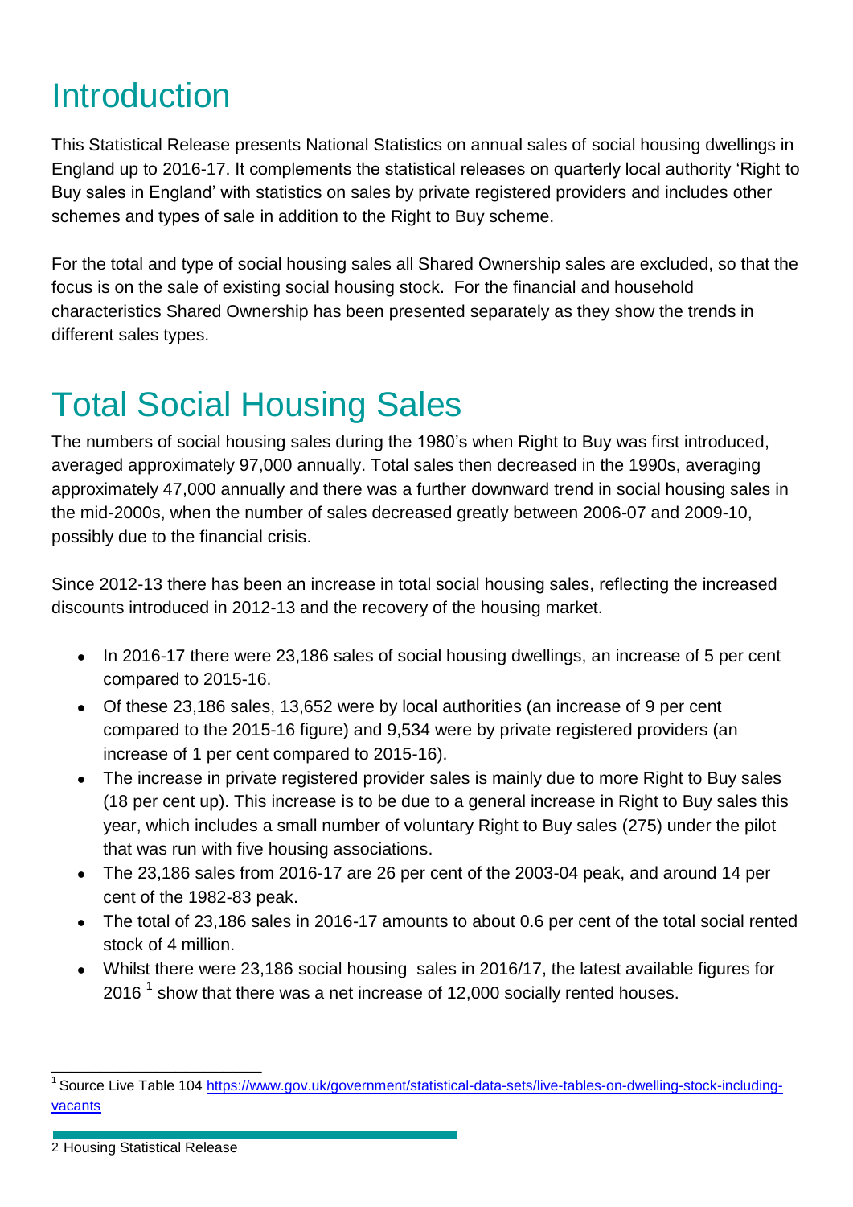# Introduction

This Statistical Release presents National Statistics on annual sales of social housing dwellings in England up to 2016-17. It complements the statistical releases on quarterly local authority 'Right to Buy sales in England' with statistics on sales by private registered providers and includes other schemes and types of sale in addition to the Right to Buy scheme.

For the total and type of social housing sales all Shared Ownership sales are excluded, so that the focus is on the sale of existing social housing stock. For the financial and household characteristics Shared Ownership has been presented separately as they show the trends in different sales types.

# Total Social Housing Sales

The numbers of social housing sales during the 1980's when Right to Buy was first introduced, averaged approximately 97,000 annually. Total sales then decreased in the 1990s, averaging approximately 47,000 annually and there was a further downward trend in social housing sales in the mid-2000s, when the number of sales decreased greatly between 2006-07 and 2009-10, possibly due to the financial crisis.

Since 2012-13 there has been an increase in total social housing sales, reflecting the increased discounts introduced in 2012-13 and the recovery of the housing market.

- In 2016-17 there were 23,186 sales of social housing dwellings, an increase of 5 per cent compared to 2015-16.
- Of these 23,186 sales, 13,652 were by local authorities (an increase of 9 per cent compared to the 2015-16 figure) and 9,534 were by private registered providers (an increase of 1 per cent compared to 2015-16).
- The increase in private registered provider sales is mainly due to more Right to Buy sales (18 per cent up). This increase is to be due to a general increase in Right to Buy sales this year, which includes a small number of voluntary Right to Buy sales (275) under the pilot that was run with five housing associations.
- The 23,186 sales from 2016-17 are 26 per cent of the 2003-04 peak, and around 14 per cent of the 1982-83 peak.
- The total of 23,186 sales in 2016-17 amounts to about 0.6 per cent of the total social rented stock of 4 million.
- Whilst there were 23,186 social housing sales in 2016/17, the latest available figures for 2016 [1] show that there was a net increase of 12,000 socially rented houses.

[1] Source Live Table 104 https://www.gov.uk/government/statistical-data-sets/live-tables-on-dwelling-stock-including-vacants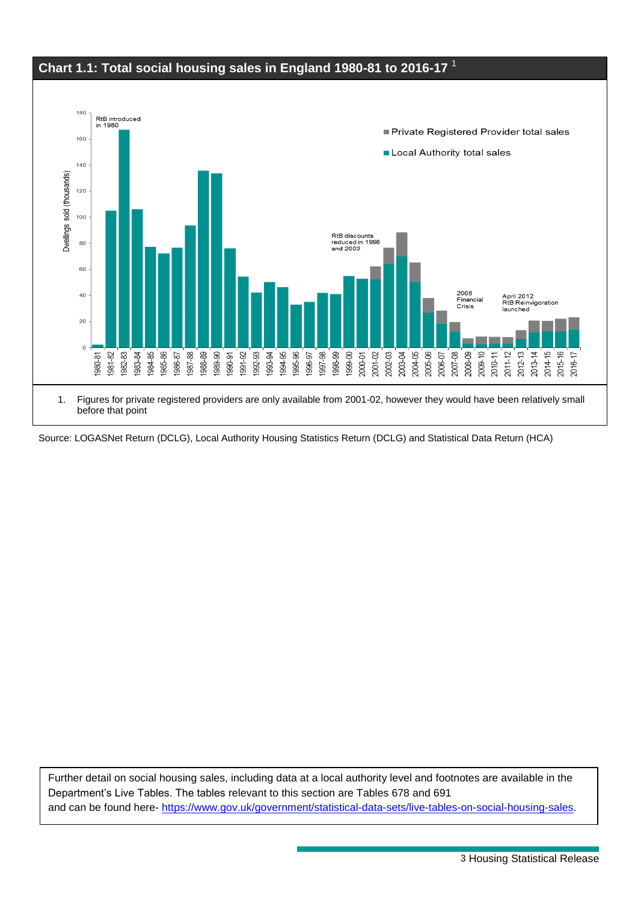## Chart 1.1: Total social housing sales in England 1980-81 to 2016-17 [1]

1. Figures for private registered providers are only available from 2001-02, however they would have been relatively small before that point

Source: LOGASNet Return (DCLG), Local Authority Housing Statistics Return (DCLG) and Statistical Data Return (HCA)

Further detail on social housing sales, including data at a local authority level and footnotes are available in the Department's Live Tables. The tables relevant to this section are Tables 678 and 691 and can be found here- https://www.gov.uk/government/statistical-data-sets/live-tables-on-social-housing-sales.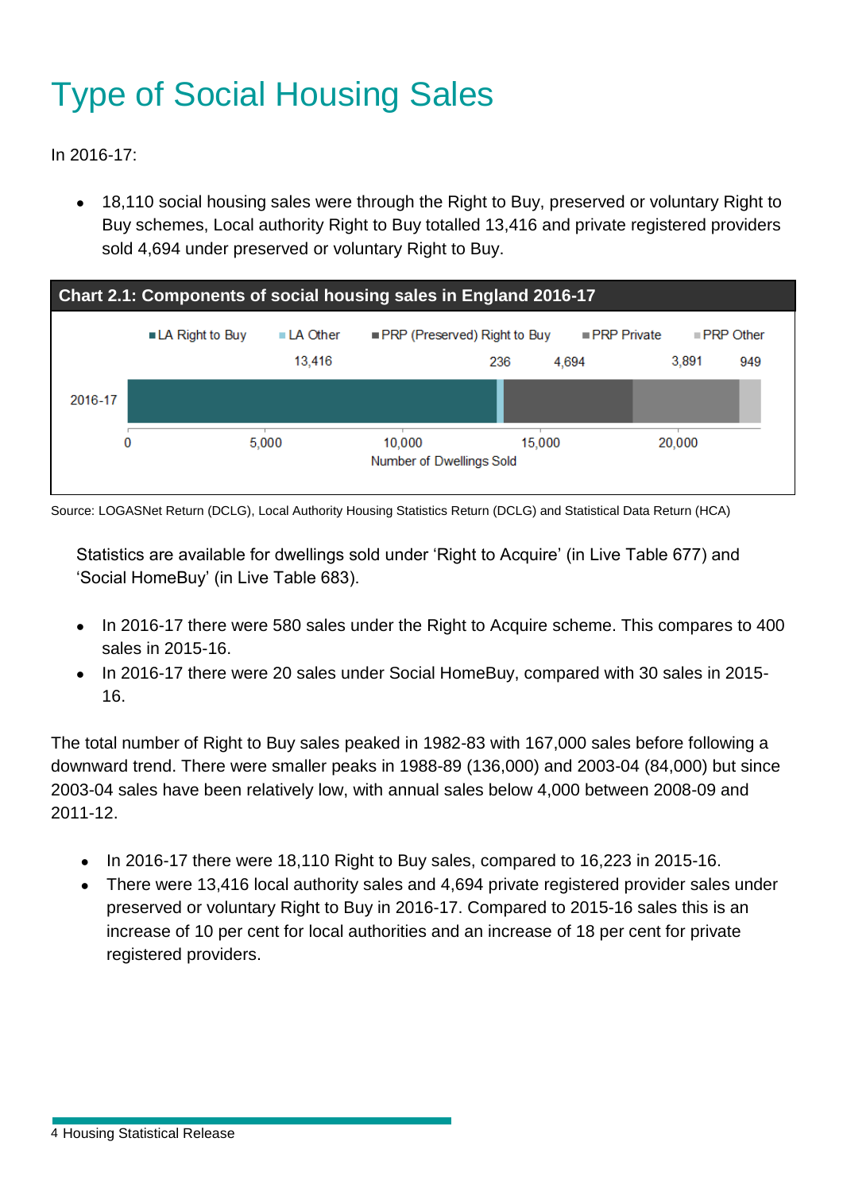# Type of Social Housing Sales

In 2016-17:

- 18,110 social housing sales were through the Right to Buy, preserved or voluntary Right to Buy schemes, Local authority Right to Buy totalled 13,416 and private registered providers sold 4,694 under preserved or voluntary Right to Buy.

**Chart 2.1: Components of social housing sales in England 2016-17**

| | LA Right to Buy | LA Other | PRP (Preserved) Right to Buy | PRP Private | PRP Other |
|---|---|---|---|---|---|
| 2016-17 | 13,416 | 236 | 4,694 | 3,891 | 949 |

Number of Dwellings Sold

Source: LOGASNet Return (DCLG), Local Authority Housing Statistics Return (DCLG) and Statistical Data Return (HCA)

Statistics are available for dwellings sold under 'Right to Acquire' (in Live Table 677) and 'Social HomeBuy' (in Live Table 683).

- In 2016-17 there were 580 sales under the Right to Acquire scheme. This compares to 400 sales in 2015-16.
- In 2016-17 there were 20 sales under Social HomeBuy, compared with 30 sales in 2015-16.

The total number of Right to Buy sales peaked in 1982-83 with 167,000 sales before following a downward trend. There were smaller peaks in 1988-89 (136,000) and 2003-04 (84,000) but since 2003-04 sales have been relatively low, with annual sales below 4,000 between 2008-09 and 2011-12.

- In 2016-17 there were 18,110 Right to Buy sales, compared to 16,223 in 2015-16.
- There were 13,416 local authority sales and 4,694 private registered provider sales under preserved or voluntary Right to Buy in 2016-17. Compared to 2015-16 sales this is an increase of 10 per cent for local authorities and an increase of 18 per cent for private registered providers.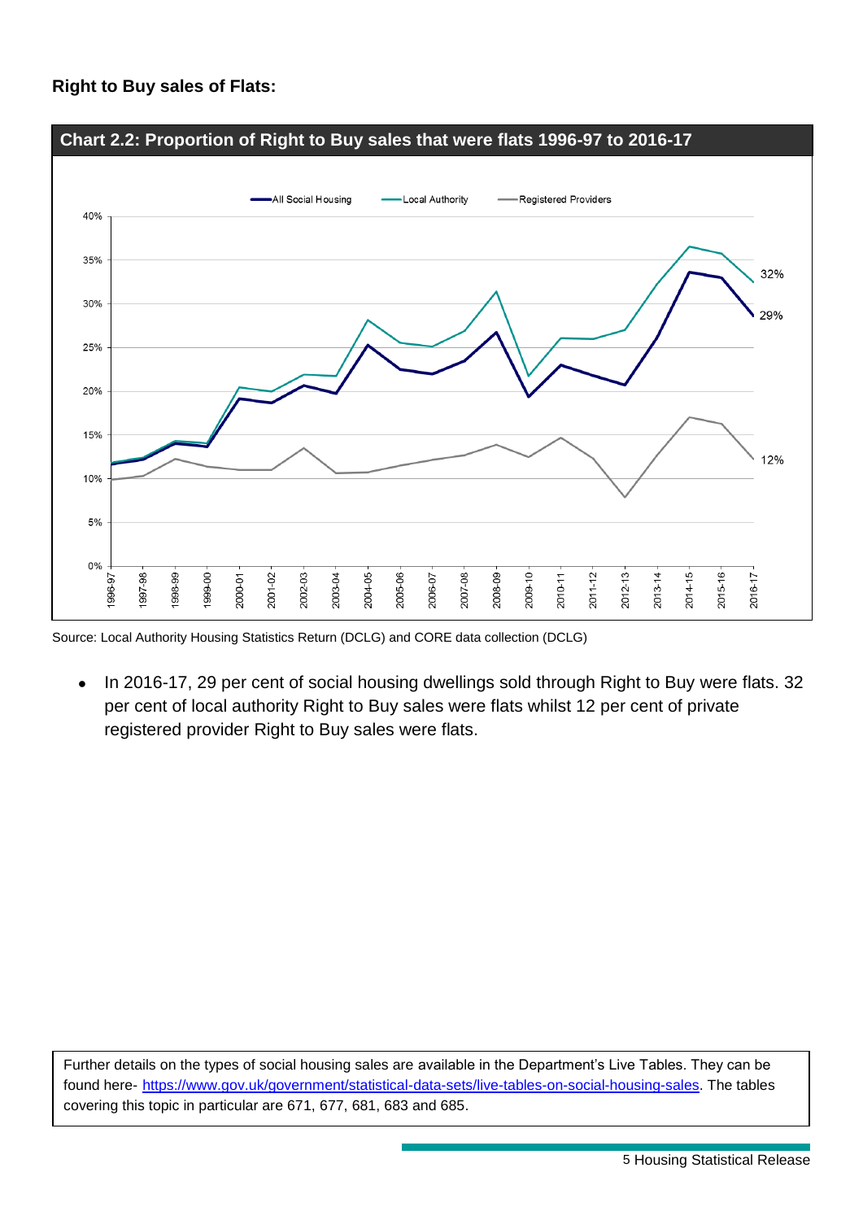**Right to Buy sales of Flats:**

**Chart 2.2: Proportion of Right to Buy sales that were flats 1996-97 to 2016-17**

Source: Local Authority Housing Statistics Return (DCLG) and CORE data collection (DCLG)

- In 2016-17, 29 per cent of social housing dwellings sold through Right to Buy were flats. 32 per cent of local authority Right to Buy sales were flats whilst 12 per cent of private registered provider Right to Buy sales were flats.

Further details on the types of social housing sales are available in the Department's Live Tables. They can be found here- https://www.gov.uk/government/statistical-data-sets/live-tables-on-social-housing-sales. The tables covering this topic in particular are 671, 677, 681, 683 and 685.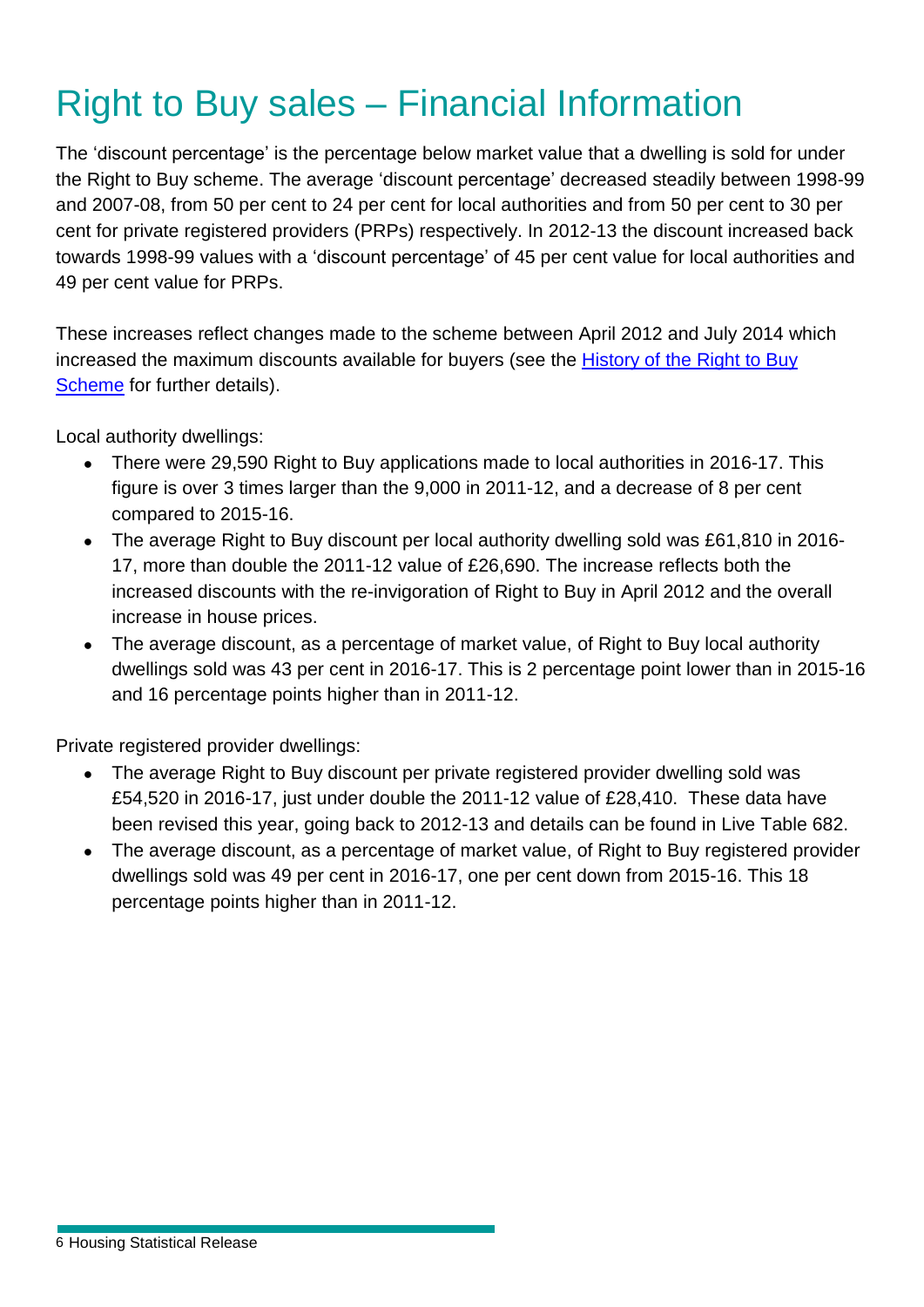# Right to Buy sales – Financial Information

The 'discount percentage' is the percentage below market value that a dwelling is sold for under the Right to Buy scheme. The average 'discount percentage' decreased steadily between 1998-99 and 2007-08, from 50 per cent to 24 per cent for local authorities and from 50 per cent to 30 per cent for private registered providers (PRPs) respectively. In 2012-13 the discount increased back towards 1998-99 values with a 'discount percentage' of 45 per cent value for local authorities and 49 per cent value for PRPs.

These increases reflect changes made to the scheme between April 2012 and July 2014 which increased the maximum discounts available for buyers (see the History of the Right to Buy Scheme for further details).

Local authority dwellings:

- There were 29,590 Right to Buy applications made to local authorities in 2016-17. This figure is over 3 times larger than the 9,000 in 2011-12, and a decrease of 8 per cent compared to 2015-16.
- The average Right to Buy discount per local authority dwelling sold was £61,810 in 2016-17, more than double the 2011-12 value of £26,690. The increase reflects both the increased discounts with the re-invigoration of Right to Buy in April 2012 and the overall increase in house prices.
- The average discount, as a percentage of market value, of Right to Buy local authority dwellings sold was 43 per cent in 2016-17. This is 2 percentage point lower than in 2015-16 and 16 percentage points higher than in 2011-12.

Private registered provider dwellings:

- The average Right to Buy discount per private registered provider dwelling sold was £54,520 in 2016-17, just under double the 2011-12 value of £28,410. These data have been revised this year, going back to 2012-13 and details can be found in Live Table 682.
- The average discount, as a percentage of market value, of Right to Buy registered provider dwellings sold was 49 per cent in 2016-17, one per cent down from 2015-16. This 18 percentage points higher than in 2011-12.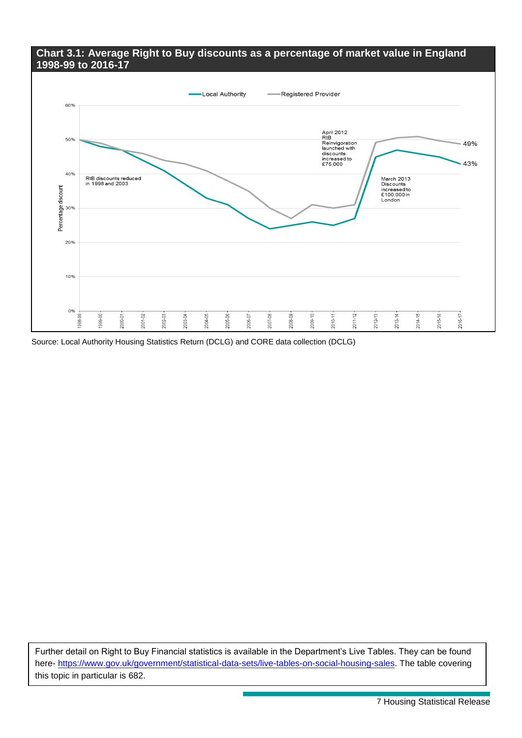**Chart 3.1: Average Right to Buy discounts as a percentage of market value in England 1998-99 to 2016-17**

Local Authority — Registered Provider

60%
50%
40%
30%
20%
10%
0%

Percentage discount

RtB discounts reduced in 1998 and 2003

April 2012 RtB Reinvigoration launched with discounts increased to £75,000

March 2013 Discounts increased to £100,000 in London

49%

43%

1998-99, 1999-00, 2000-01, 2001-02, 2002-03, 2003-04, 2004-05, 2005-06, 2006-07, 2007-08, 2008-09, 2009-10, 2010-11, 2011-12, 2012-13, 2013-14, 2014-15, 2015-16, 2016-17

Source: Local Authority Housing Statistics Return (DCLG) and CORE data collection (DCLG)

Further detail on Right to Buy Financial statistics is available in the Department's Live Tables. They can be found here- https://www.gov.uk/government/statistical-data-sets/live-tables-on-social-housing-sales. The table covering this topic in particular is 682.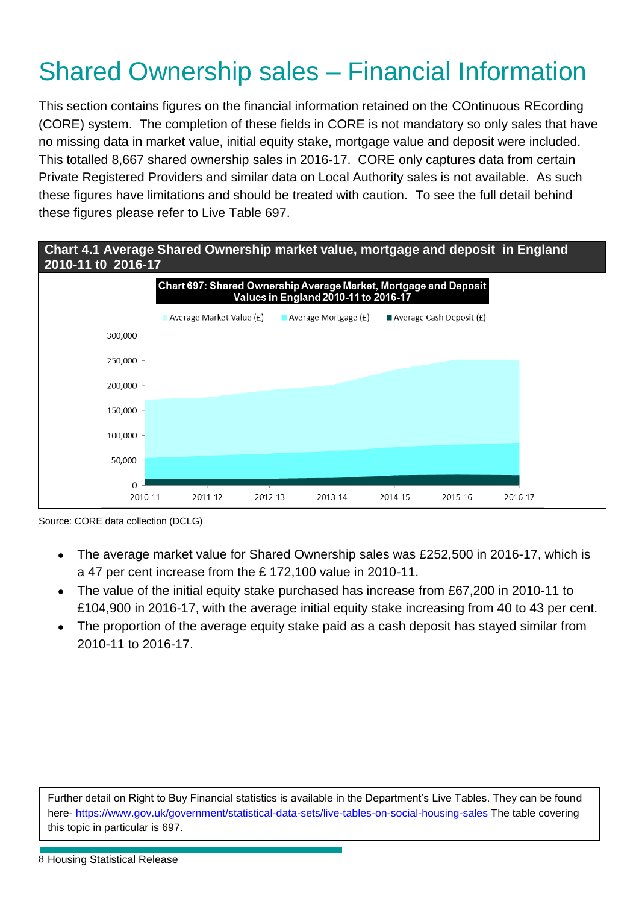# Shared Ownership sales – Financial Information

This section contains figures on the financial information retained on the COntinuous REcording (CORE) system. The completion of these fields in CORE is not mandatory so only sales that have no missing data in market value, initial equity stake, mortgage value and deposit were included. This totalled 8,667 shared ownership sales in 2016-17. CORE only captures data from certain Private Registered Providers and similar data on Local Authority sales is not available. As such these figures have limitations and should be treated with caution. To see the full detail behind these figures please refer to Live Table 697.

**Chart 4.1 Average Shared Ownership market value, mortgage and deposit in England 2010-11 t0 2016-17**

Source: CORE data collection (DCLG)

- The average market value for Shared Ownership sales was £252,500 in 2016-17, which is a 47 per cent increase from the £ 172,100 value in 2010-11.
- The value of the initial equity stake purchased has increase from £67,200 in 2010-11 to £104,900 in 2016-17, with the average initial equity stake increasing from 40 to 43 per cent.
- The proportion of the average equity stake paid as a cash deposit has stayed similar from 2010-11 to 2016-17.

Further detail on Right to Buy Financial statistics is available in the Department's Live Tables. They can be found here- https://www.gov.uk/government/statistical-data-sets/live-tables-on-social-housing-sales The table covering this topic in particular is 697.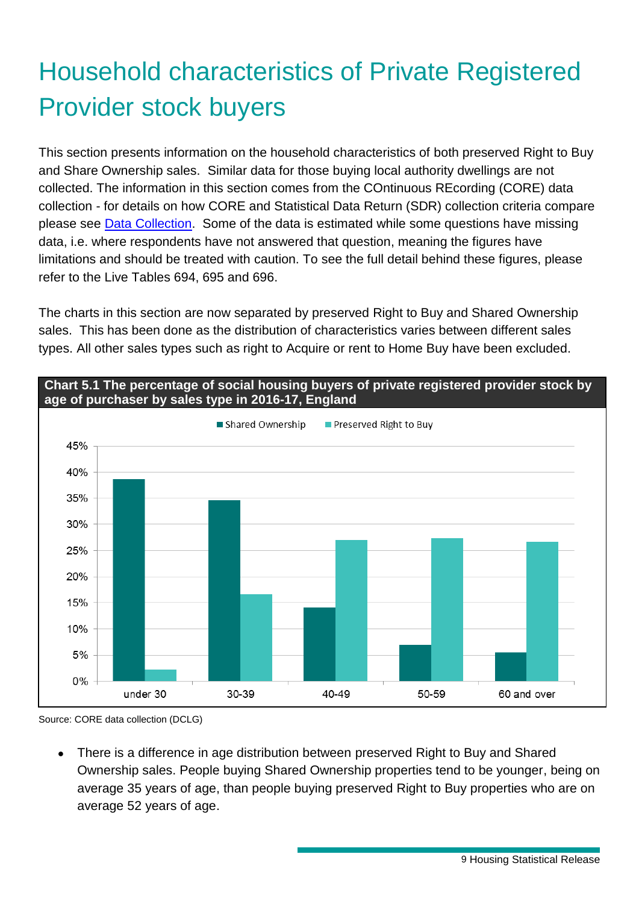# Household characteristics of Private Registered Provider stock buyers

This section presents information on the household characteristics of both preserved Right to Buy and Share Ownership sales. Similar data for those buying local authority dwellings are not collected. The information in this section comes from the COntinuous REcording (CORE) data collection - for details on how CORE and Statistical Data Return (SDR) collection criteria compare please see [Data Collection](). Some of the data is estimated while some questions have missing data, i.e. where respondents have not answered that question, meaning the figures have limitations and should be treated with caution. To see the full detail behind these figures, please refer to the Live Tables 694, 695 and 696.

The charts in this section are now separated by preserved Right to Buy and Shared Ownership sales. This has been done as the distribution of characteristics varies between different sales types. All other sales types such as right to Acquire or rent to Home Buy have been excluded.

**Chart 5.1 The percentage of social housing buyers of private registered provider stock by age of purchaser by sales type in 2016-17, England**

Source: CORE data collection (DCLG)

- There is a difference in age distribution between preserved Right to Buy and Shared Ownership sales. People buying Shared Ownership properties tend to be younger, being on average 35 years of age, than people buying preserved Right to Buy properties who are on average 52 years of age.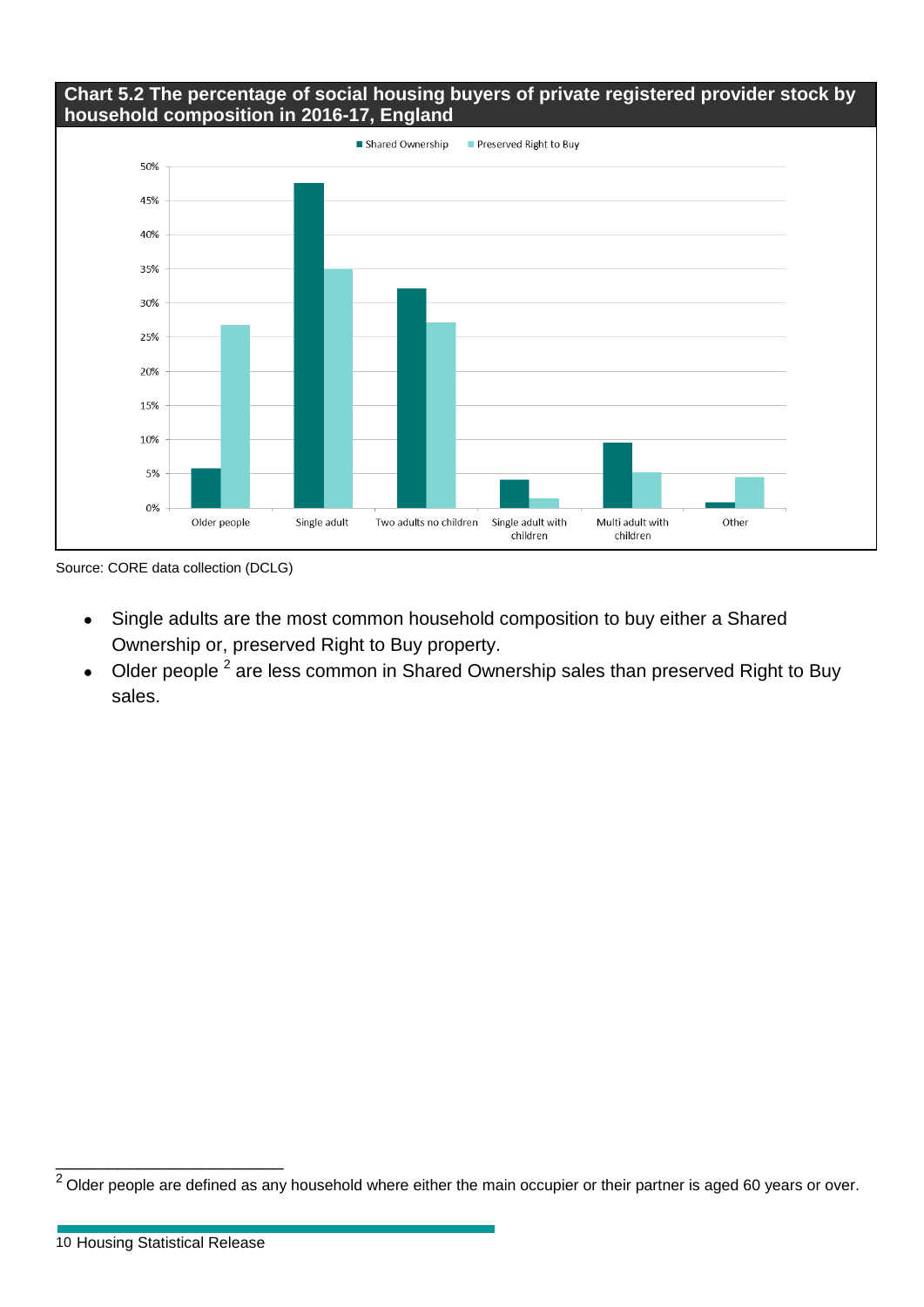**Chart 5.2 The percentage of social housing buyers of private registered provider stock by household composition in 2016-17, England**

Source: CORE data collection (DCLG)

- Single adults are the most common household composition to buy either a Shared Ownership or, preserved Right to Buy property.
- Older people [2] are less common in Shared Ownership sales than preserved Right to Buy sales.

[2] Older people are defined as any household where either the main occupier or their partner is aged 60 years or over.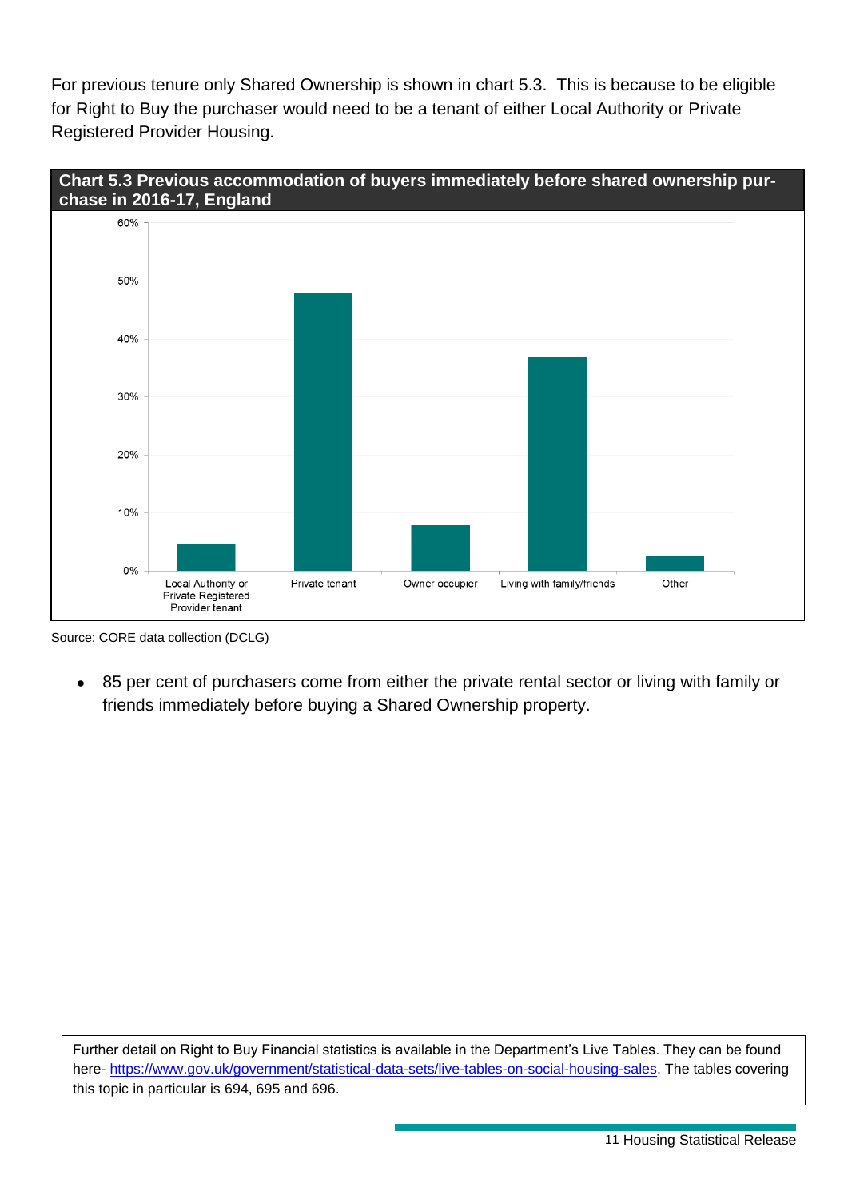For previous tenure only Shared Ownership is shown in chart 5.3. This is because to be eligible for Right to Buy the purchaser would need to be a tenant of either Local Authority or Private Registered Provider Housing.

**Chart 5.3 Previous accommodation of buyers immediately before shared ownership purchase in 2016-17, England**

Source: CORE data collection (DCLG)

- 85 per cent of purchasers come from either the private rental sector or living with family or friends immediately before buying a Shared Ownership property.

Further detail on Right to Buy Financial statistics is available in the Department's Live Tables. They can be found here- https://www.gov.uk/government/statistical-data-sets/live-tables-on-social-housing-sales. The tables covering this topic in particular is 694, 695 and 696.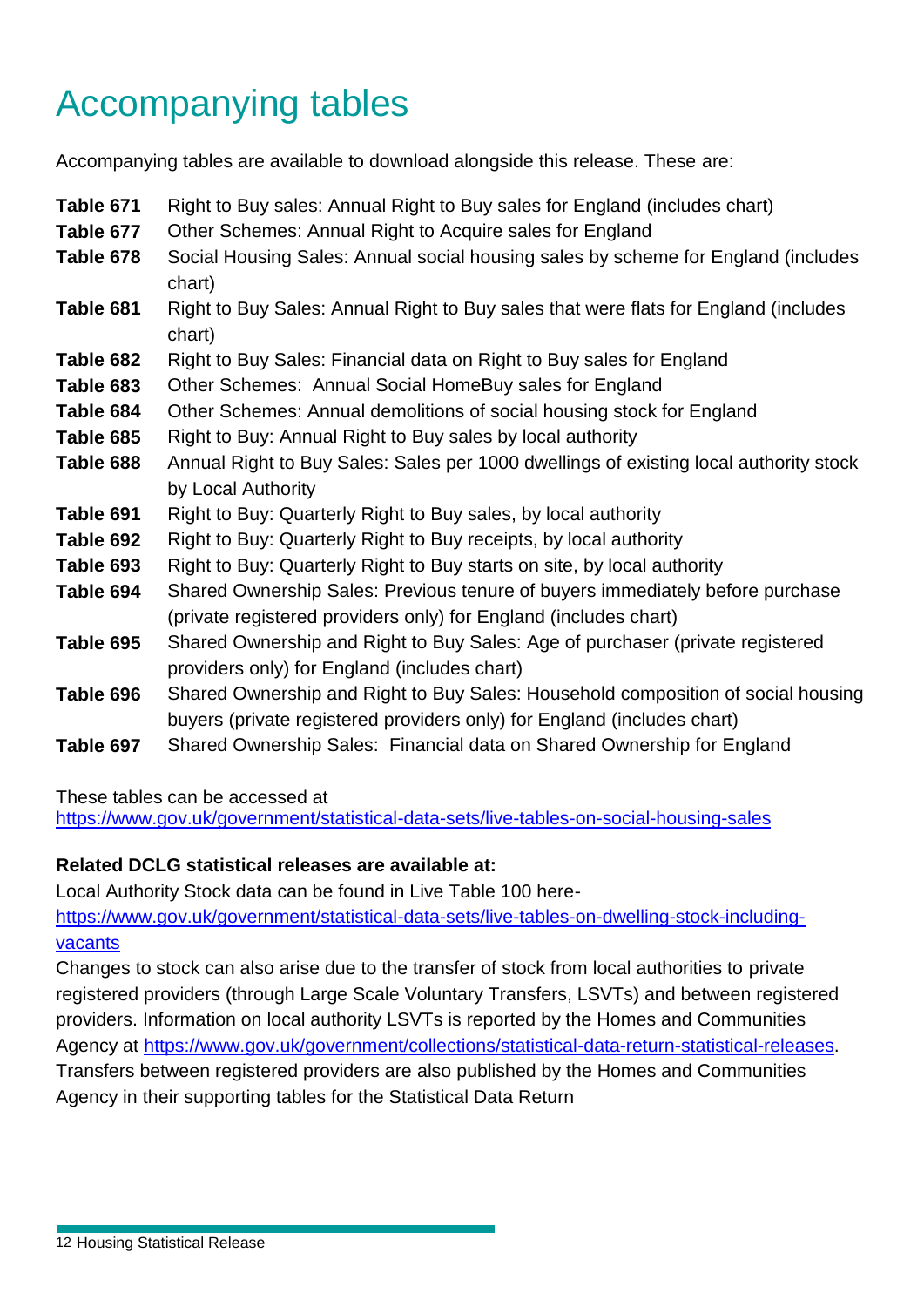# Accompanying tables

Accompanying tables are available to download alongside this release. These are:

| | |
|---|---|
| **Table 671** | Right to Buy sales: Annual Right to Buy sales for England (includes chart) |
| **Table 677** | Other Schemes: Annual Right to Acquire sales for England |
| **Table 678** | Social Housing Sales: Annual social housing sales by scheme for England (includes chart) |
| **Table 681** | Right to Buy Sales: Annual Right to Buy sales that were flats for England (includes chart) |
| **Table 682** | Right to Buy Sales: Financial data on Right to Buy sales for England |
| **Table 683** | Other Schemes: Annual Social HomeBuy sales for England |
| **Table 684** | Other Schemes: Annual demolitions of social housing stock for England |
| **Table 685** | Right to Buy: Annual Right to Buy sales by local authority |
| **Table 688** | Annual Right to Buy Sales: Sales per 1000 dwellings of existing local authority stock by Local Authority |
| **Table 691** | Right to Buy: Quarterly Right to Buy sales, by local authority |
| **Table 692** | Right to Buy: Quarterly Right to Buy receipts, by local authority |
| **Table 693** | Right to Buy: Quarterly Right to Buy starts on site, by local authority |
| **Table 694** | Shared Ownership Sales: Previous tenure of buyers immediately before purchase (private registered providers only) for England (includes chart) |
| **Table 695** | Shared Ownership and Right to Buy Sales: Age of purchaser (private registered providers only) for England (includes chart) |
| **Table 696** | Shared Ownership and Right to Buy Sales: Household composition of social housing buyers (private registered providers only) for England (includes chart) |
| **Table 697** | Shared Ownership Sales: Financial data on Shared Ownership for England |

These tables can be accessed at
https://www.gov.uk/government/statistical-data-sets/live-tables-on-social-housing-sales

**Related DCLG statistical releases are available at:**

Local Authority Stock data can be found in Live Table 100 here-
https://www.gov.uk/government/statistical-data-sets/live-tables-on-dwelling-stock-including-vacants

Changes to stock can also arise due to the transfer of stock from local authorities to private registered providers (through Large Scale Voluntary Transfers, LSVTs) and between registered providers. Information on local authority LSVTs is reported by the Homes and Communities Agency at https://www.gov.uk/government/collections/statistical-data-return-statistical-releases. Transfers between registered providers are also published by the Homes and Communities Agency in their supporting tables for the Statistical Data Return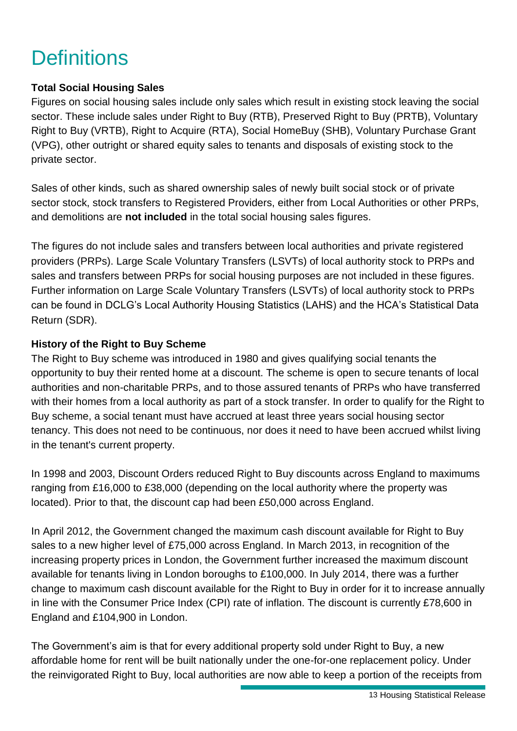# Definitions

**Total Social Housing Sales**

Figures on social housing sales include only sales which result in existing stock leaving the social sector. These include sales under Right to Buy (RTB), Preserved Right to Buy (PRTB), Voluntary Right to Buy (VRTB), Right to Acquire (RTA), Social HomeBuy (SHB), Voluntary Purchase Grant (VPG), other outright or shared equity sales to tenants and disposals of existing stock to the private sector.

Sales of other kinds, such as shared ownership sales of newly built social stock or of private sector stock, stock transfers to Registered Providers, either from Local Authorities or other PRPs, and demolitions are **not included** in the total social housing sales figures.

The figures do not include sales and transfers between local authorities and private registered providers (PRPs). Large Scale Voluntary Transfers (LSVTs) of local authority stock to PRPs and sales and transfers between PRPs for social housing purposes are not included in these figures. Further information on Large Scale Voluntary Transfers (LSVTs) of local authority stock to PRPs can be found in DCLG's Local Authority Housing Statistics (LAHS) and the HCA's Statistical Data Return (SDR).

**History of the Right to Buy Scheme**

The Right to Buy scheme was introduced in 1980 and gives qualifying social tenants the opportunity to buy their rented home at a discount. The scheme is open to secure tenants of local authorities and non-charitable PRPs, and to those assured tenants of PRPs who have transferred with their homes from a local authority as part of a stock transfer. In order to qualify for the Right to Buy scheme, a social tenant must have accrued at least three years social housing sector tenancy. This does not need to be continuous, nor does it need to have been accrued whilst living in the tenant's current property.

In 1998 and 2003, Discount Orders reduced Right to Buy discounts across England to maximums ranging from £16,000 to £38,000 (depending on the local authority where the property was located). Prior to that, the discount cap had been £50,000 across England.

In April 2012, the Government changed the maximum cash discount available for Right to Buy sales to a new higher level of £75,000 across England. In March 2013, in recognition of the increasing property prices in London, the Government further increased the maximum discount available for tenants living in London boroughs to £100,000. In July 2014, there was a further change to maximum cash discount available for the Right to Buy in order for it to increase annually in line with the Consumer Price Index (CPI) rate of inflation. The discount is currently £78,600 in England and £104,900 in London.

The Government's aim is that for every additional property sold under Right to Buy, a new affordable home for rent will be built nationally under the one-for-one replacement policy. Under the reinvigorated Right to Buy, local authorities are now able to keep a portion of the receipts from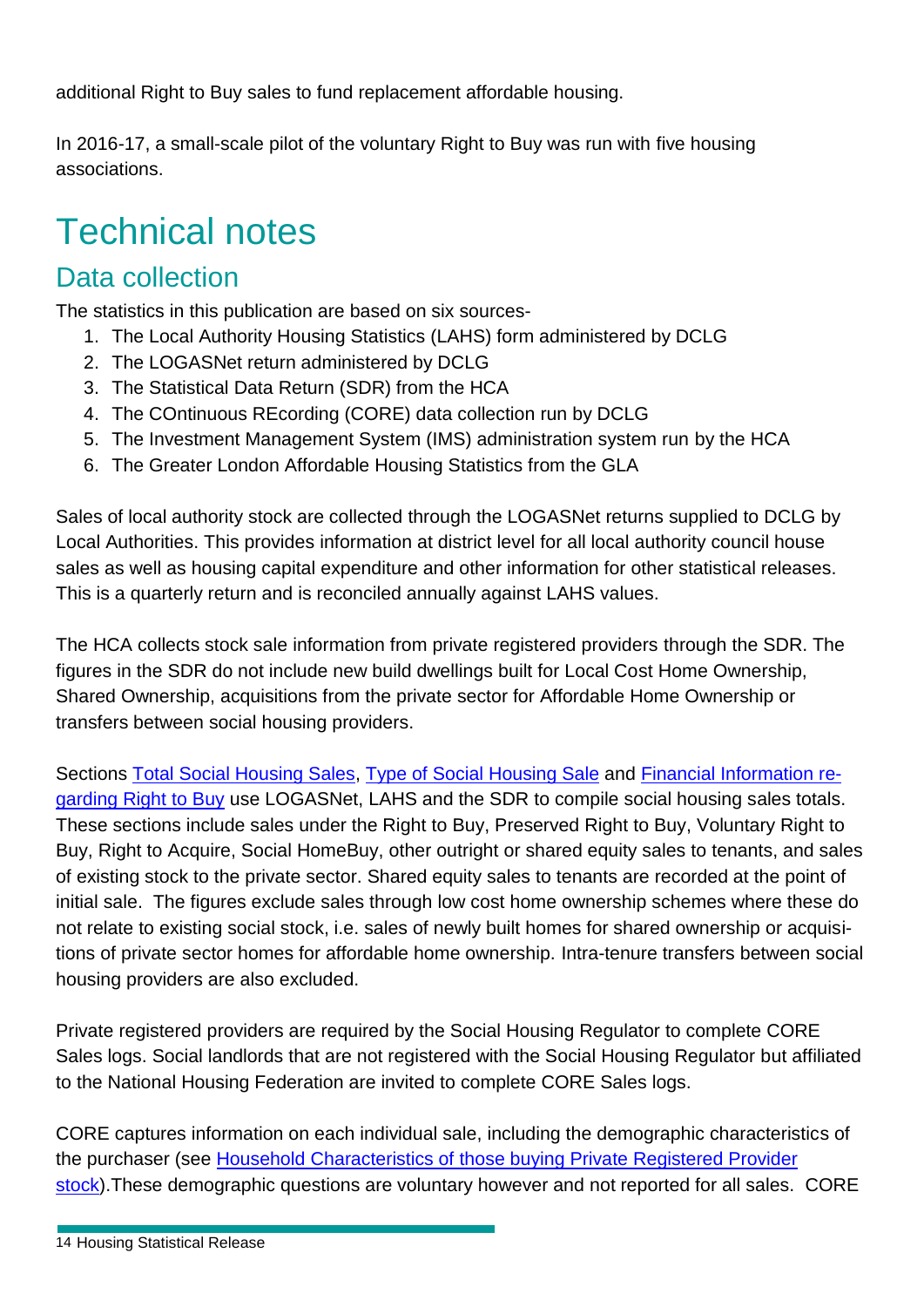additional Right to Buy sales to fund replacement affordable housing.

In 2016-17, a small-scale pilot of the voluntary Right to Buy was run with five housing associations.

# Technical notes

## Data collection

The statistics in this publication are based on six sources-

1. The Local Authority Housing Statistics (LAHS) form administered by DCLG
2. The LOGASNet return administered by DCLG
3. The Statistical Data Return (SDR) from the HCA
4. The COntinuous REcording (CORE) data collection run by DCLG
5. The Investment Management System (IMS) administration system run by the HCA
6. The Greater London Affordable Housing Statistics from the GLA

Sales of local authority stock are collected through the LOGASNet returns supplied to DCLG by Local Authorities. This provides information at district level for all local authority council house sales as well as housing capital expenditure and other information for other statistical releases. This is a quarterly return and is reconciled annually against LAHS values.

The HCA collects stock sale information from private registered providers through the SDR. The figures in the SDR do not include new build dwellings built for Local Cost Home Ownership, Shared Ownership, acquisitions from the private sector for Affordable Home Ownership or transfers between social housing providers.

Sections Total Social Housing Sales, Type of Social Housing Sale and Financial Information regarding Right to Buy use LOGASNet, LAHS and the SDR to compile social housing sales totals. These sections include sales under the Right to Buy, Preserved Right to Buy, Voluntary Right to Buy, Right to Acquire, Social HomeBuy, other outright or shared equity sales to tenants, and sales of existing stock to the private sector. Shared equity sales to tenants are recorded at the point of initial sale. The figures exclude sales through low cost home ownership schemes where these do not relate to existing social stock, i.e. sales of newly built homes for shared ownership or acquisitions of private sector homes for affordable home ownership. Intra-tenure transfers between social housing providers are also excluded.

Private registered providers are required by the Social Housing Regulator to complete CORE Sales logs. Social landlords that are not registered with the Social Housing Regulator but affiliated to the National Housing Federation are invited to complete CORE Sales logs.

CORE captures information on each individual sale, including the demographic characteristics of the purchaser (see Household Characteristics of those buying Private Registered Provider stock).These demographic questions are voluntary however and not reported for all sales. CORE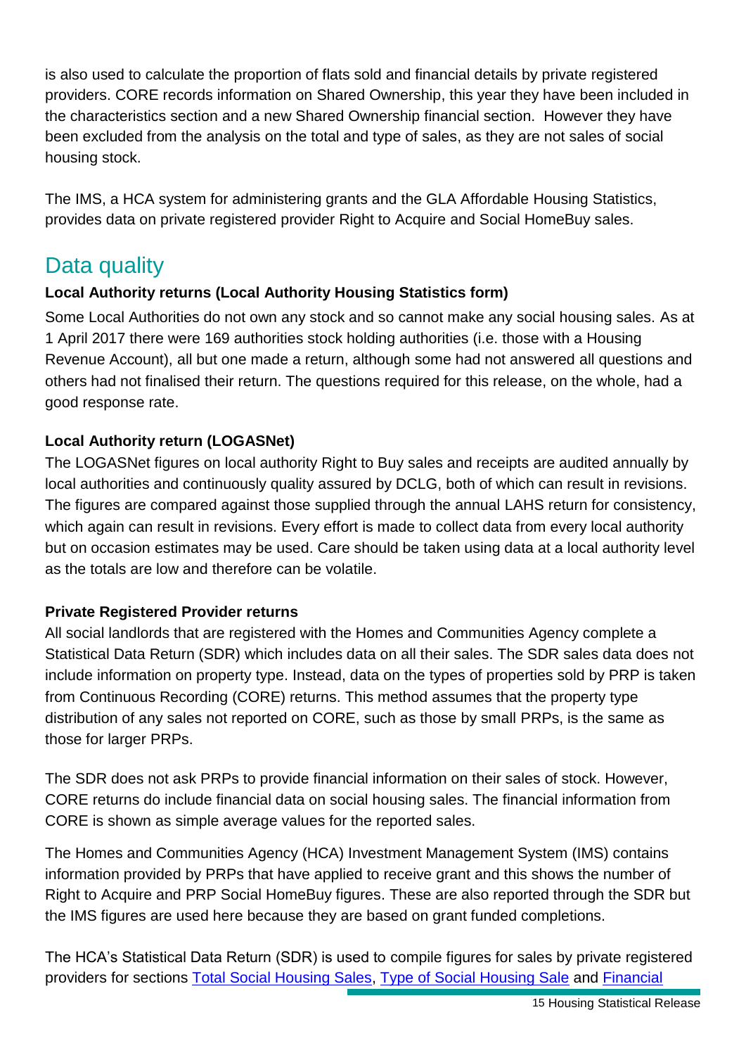is also used to calculate the proportion of flats sold and financial details by private registered providers. CORE records information on Shared Ownership, this year they have been included in the characteristics section and a new Shared Ownership financial section. However they have been excluded from the analysis on the total and type of sales, as they are not sales of social housing stock.

The IMS, a HCA system for administering grants and the GLA Affordable Housing Statistics, provides data on private registered provider Right to Acquire and Social HomeBuy sales.

## Data quality

**Local Authority returns (Local Authority Housing Statistics form)**

Some Local Authorities do not own any stock and so cannot make any social housing sales. As at 1 April 2017 there were 169 authorities stock holding authorities (i.e. those with a Housing Revenue Account), all but one made a return, although some had not answered all questions and others had not finalised their return. The questions required for this release, on the whole, had a good response rate.

**Local Authority return (LOGASNet)**

The LOGASNet figures on local authority Right to Buy sales and receipts are audited annually by local authorities and continuously quality assured by DCLG, both of which can result in revisions. The figures are compared against those supplied through the annual LAHS return for consistency, which again can result in revisions. Every effort is made to collect data from every local authority but on occasion estimates may be used. Care should be taken using data at a local authority level as the totals are low and therefore can be volatile.

**Private Registered Provider returns**

All social landlords that are registered with the Homes and Communities Agency complete a Statistical Data Return (SDR) which includes data on all their sales. The SDR sales data does not include information on property type. Instead, data on the types of properties sold by PRP is taken from Continuous Recording (CORE) returns. This method assumes that the property type distribution of any sales not reported on CORE, such as those by small PRPs, is the same as those for larger PRPs.

The SDR does not ask PRPs to provide financial information on their sales of stock. However, CORE returns do include financial data on social housing sales. The financial information from CORE is shown as simple average values for the reported sales.

The Homes and Communities Agency (HCA) Investment Management System (IMS) contains information provided by PRPs that have applied to receive grant and this shows the number of Right to Acquire and PRP Social HomeBuy figures. These are also reported through the SDR but the IMS figures are used here because they are based on grant funded completions.

The HCA's Statistical Data Return (SDR) is used to compile figures for sales by private registered providers for sections Total Social Housing Sales, Type of Social Housing Sale and Financial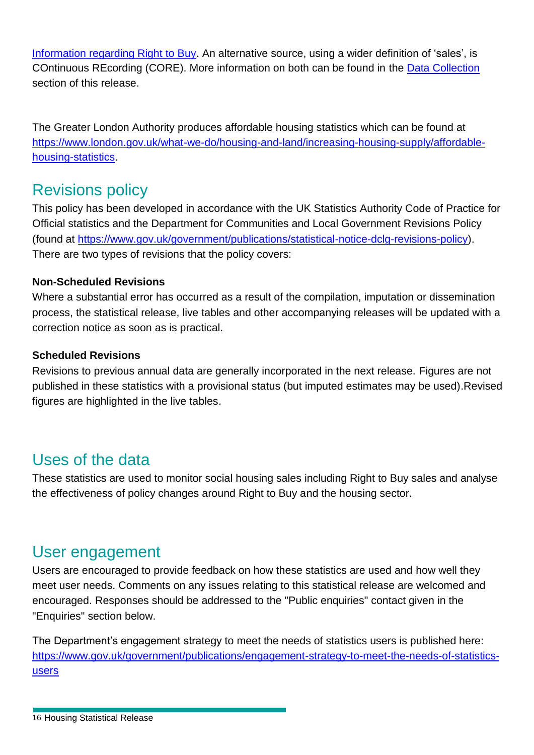Information regarding Right to Buy. An alternative source, using a wider definition of 'sales', is COntinuous REcording (CORE). More information on both can be found in the Data Collection section of this release.

The Greater London Authority produces affordable housing statistics which can be found at https://www.london.gov.uk/what-we-do/housing-and-land/increasing-housing-supply/affordable-housing-statistics.

## Revisions policy

This policy has been developed in accordance with the UK Statistics Authority Code of Practice for Official statistics and the Department for Communities and Local Government Revisions Policy (found at https://www.gov.uk/government/publications/statistical-notice-dclg-revisions-policy). There are two types of revisions that the policy covers:

**Non-Scheduled Revisions**

Where a substantial error has occurred as a result of the compilation, imputation or dissemination process, the statistical release, live tables and other accompanying releases will be updated with a correction notice as soon as is practical.

**Scheduled Revisions**

Revisions to previous annual data are generally incorporated in the next release. Figures are not published in these statistics with a provisional status (but imputed estimates may be used).Revised figures are highlighted in the live tables.

## Uses of the data

These statistics are used to monitor social housing sales including Right to Buy sales and analyse the effectiveness of policy changes around Right to Buy and the housing sector.

## User engagement

Users are encouraged to provide feedback on how these statistics are used and how well they meet user needs. Comments on any issues relating to this statistical release are welcomed and encouraged. Responses should be addressed to the "Public enquiries" contact given in the "Enquiries" section below.

The Department's engagement strategy to meet the needs of statistics users is published here: https://www.gov.uk/government/publications/engagement-strategy-to-meet-the-needs-of-statistics-users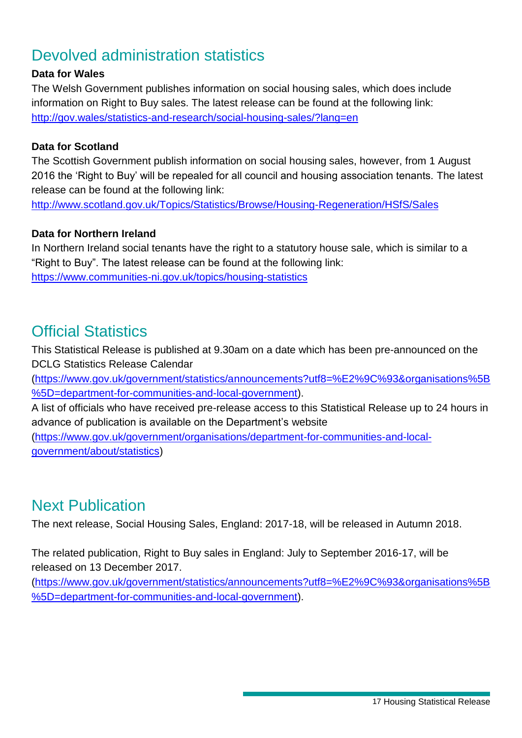## Devolved administration statistics

**Data for Wales**

The Welsh Government publishes information on social housing sales, which does include information on Right to Buy sales. The latest release can be found at the following link: http://gov.wales/statistics-and-research/social-housing-sales/?lang=en

**Data for Scotland**

The Scottish Government publish information on social housing sales, however, from 1 August 2016 the 'Right to Buy' will be repealed for all council and housing association tenants. The latest release can be found at the following link:
http://www.scotland.gov.uk/Topics/Statistics/Browse/Housing-Regeneration/HSfS/Sales

**Data for Northern Ireland**

In Northern Ireland social tenants have the right to a statutory house sale, which is similar to a "Right to Buy". The latest release can be found at the following link:
https://www.communities-ni.gov.uk/topics/housing-statistics

## Official Statistics

This Statistical Release is published at 9.30am on a date which has been pre-announced on the DCLG Statistics Release Calendar
(https://www.gov.uk/government/statistics/announcements?utf8=%E2%9C%93&organisations%5B%5D=department-for-communities-and-local-government).

A list of officials who have received pre-release access to this Statistical Release up to 24 hours in advance of publication is available on the Department's website
(https://www.gov.uk/government/organisations/department-for-communities-and-local-government/about/statistics)

## Next Publication

The next release, Social Housing Sales, England: 2017-18, will be released in Autumn 2018.

The related publication, Right to Buy sales in England: July to September 2016-17, will be released on 13 December 2017.
(https://www.gov.uk/government/statistics/announcements?utf8=%E2%9C%93&organisations%5B%5D=department-for-communities-and-local-government).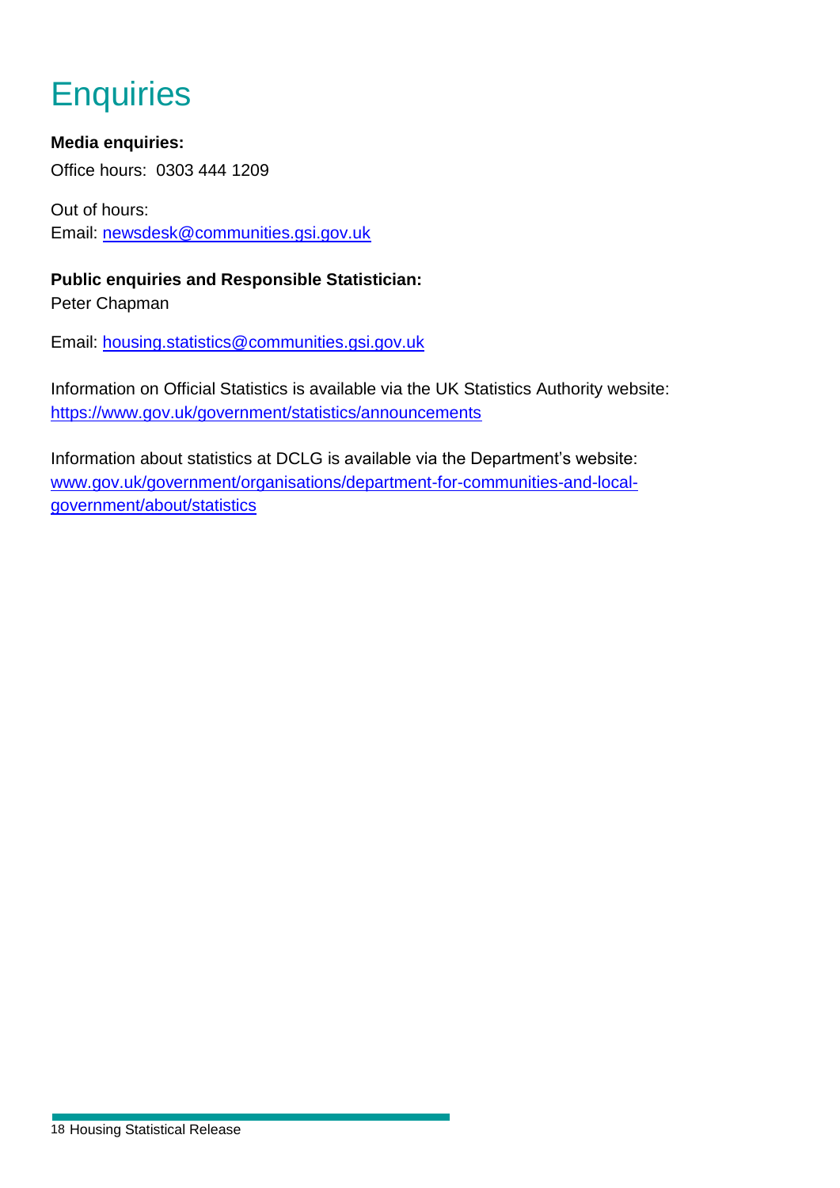# Enquiries

**Media enquiries:**

Office hours: 0303 444 1209

Out of hours:
Email: newsdesk@communities.gsi.gov.uk

**Public enquiries and Responsible Statistician:**
Peter Chapman

Email: housing.statistics@communities.gsi.gov.uk

Information on Official Statistics is available via the UK Statistics Authority website: https://www.gov.uk/government/statistics/announcements

Information about statistics at DCLG is available via the Department's website: www.gov.uk/government/organisations/department-for-communities-and-local-government/about/statistics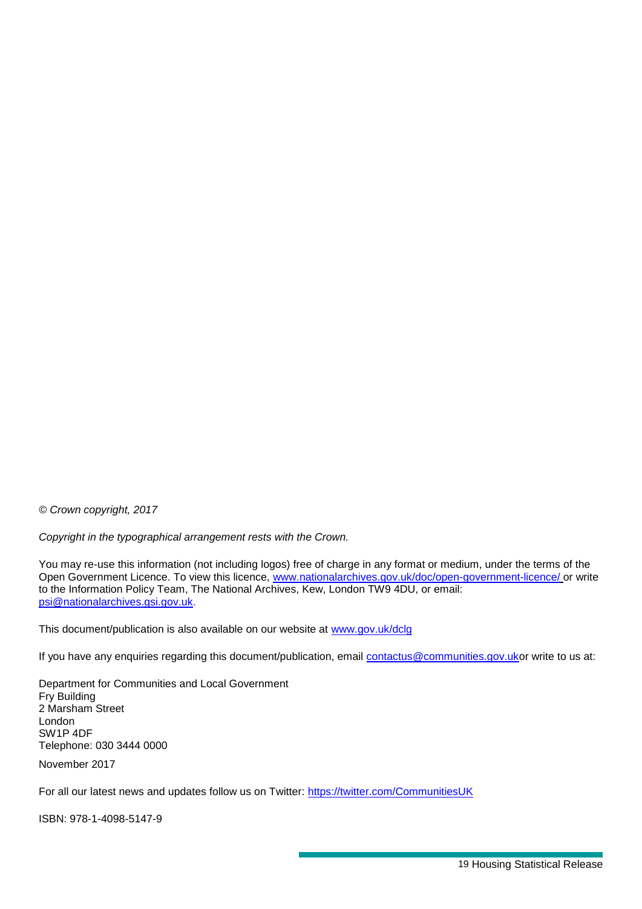*© Crown copyright, 2017*

*Copyright in the typographical arrangement rests with the Crown.*

You may re-use this information (not including logos) free of charge in any format or medium, under the terms of the Open Government Licence. To view this licence, www.nationalarchives.gov.uk/doc/open-government-licence/ or write to the Information Policy Team, The National Archives, Kew, London TW9 4DU, or email: psi@nationalarchives.gsi.gov.uk.

This document/publication is also available on our website at www.gov.uk/dclg

If you have any enquiries regarding this document/publication, email contactus@communities.gov.ukor write to us at:

Department for Communities and Local Government
Fry Building
2 Marsham Street
London
SW1P 4DF
Telephone: 030 3444 0000

November 2017

For all our latest news and updates follow us on Twitter: https://twitter.com/CommunitiesUK

ISBN: 978-1-4098-5147-9